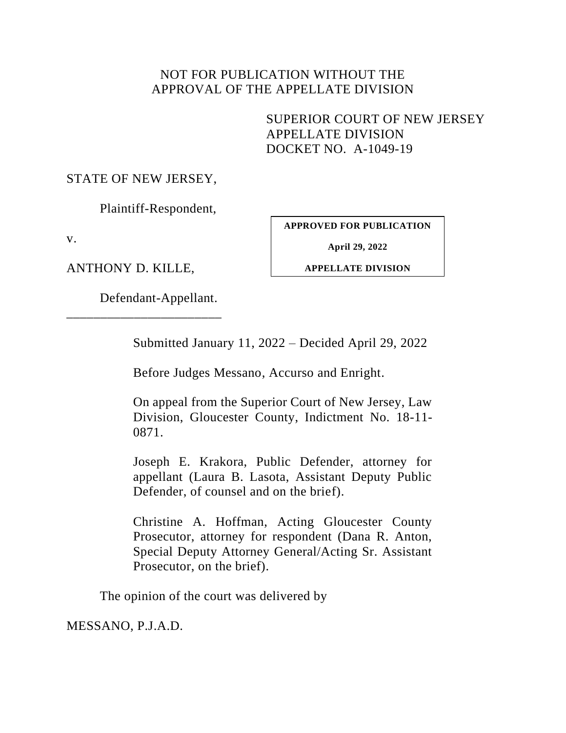NOT FOR PUBLICATION WITHOUT THE
APPROVAL OF THE APPELLATE DIVISION

SUPERIOR COURT OF NEW JERSEY
APPELLATE DIVISION
DOCKET NO. A-1049-19

STATE OF NEW JERSEY,

Plaintiff-Respondent,

v.

ANTHONY D. KILLE,

Defendant-Appellant.

**APPROVED FOR PUBLICATION**

**April 29, 2022**

**APPELLATE DIVISION**

---

Submitted January 11, 2022 – Decided April 29, 2022

Before Judges Messano, Accurso and Enright.

On appeal from the Superior Court of New Jersey, Law Division, Gloucester County, Indictment No. 18-11-0871.

Joseph E. Krakora, Public Defender, attorney for appellant (Laura B. Lasota, Assistant Deputy Public Defender, of counsel and on the brief).

Christine A. Hoffman, Acting Gloucester County Prosecutor, attorney for respondent (Dana R. Anton, Special Deputy Attorney General/Acting Sr. Assistant Prosecutor, on the brief).

The opinion of the court was delivered by

MESSANO, P.J.A.D.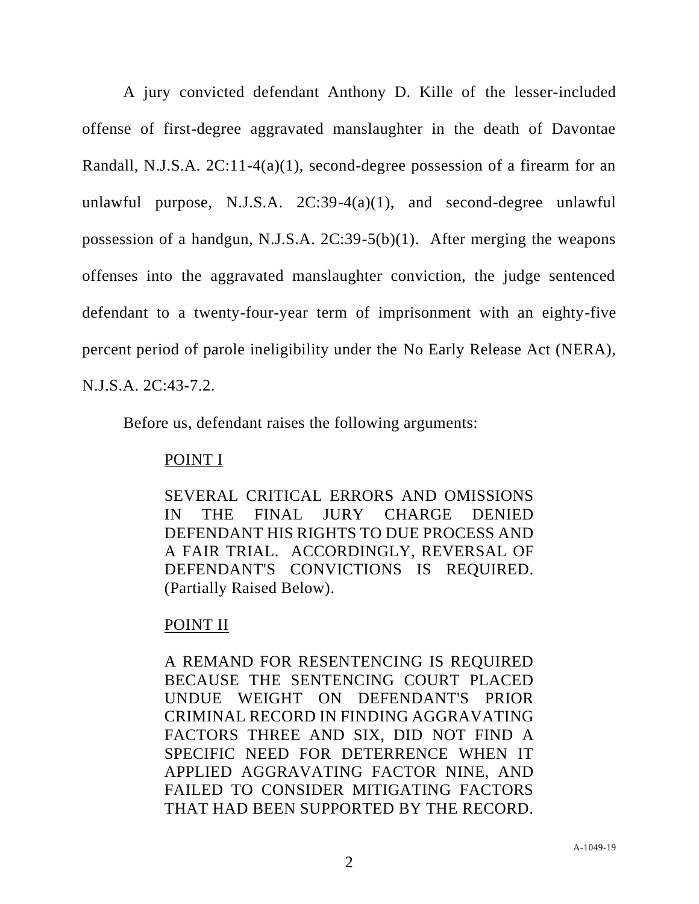A jury convicted defendant Anthony D. Kille of the lesser-included offense of first-degree aggravated manslaughter in the death of Davontae Randall, N.J.S.A. 2C:11-4(a)(1), second-degree possession of a firearm for an unlawful purpose, N.J.S.A. 2C:39-4(a)(1), and second-degree unlawful possession of a handgun, N.J.S.A. 2C:39-5(b)(1). After merging the weapons offenses into the aggravated manslaughter conviction, the judge sentenced defendant to a twenty-four-year term of imprisonment with an eighty-five percent period of parole ineligibility under the No Early Release Act (NERA), N.J.S.A. 2C:43-7.2.

Before us, defendant raises the following arguments:

> POINT I
>
> SEVERAL CRITICAL ERRORS AND OMISSIONS IN THE FINAL JURY CHARGE DENIED DEFENDANT HIS RIGHTS TO DUE PROCESS AND A FAIR TRIAL. ACCORDINGLY, REVERSAL OF DEFENDANT'S CONVICTIONS IS REQUIRED. (Partially Raised Below).
>
> POINT II
>
> A REMAND FOR RESENTENCING IS REQUIRED BECAUSE THE SENTENCING COURT PLACED UNDUE WEIGHT ON DEFENDANT'S PRIOR CRIMINAL RECORD IN FINDING AGGRAVATING FACTORS THREE AND SIX, DID NOT FIND A SPECIFIC NEED FOR DETERRENCE WHEN IT APPLIED AGGRAVATING FACTOR NINE, AND FAILED TO CONSIDER MITIGATING FACTORS THAT HAD BEEN SUPPORTED BY THE RECORD.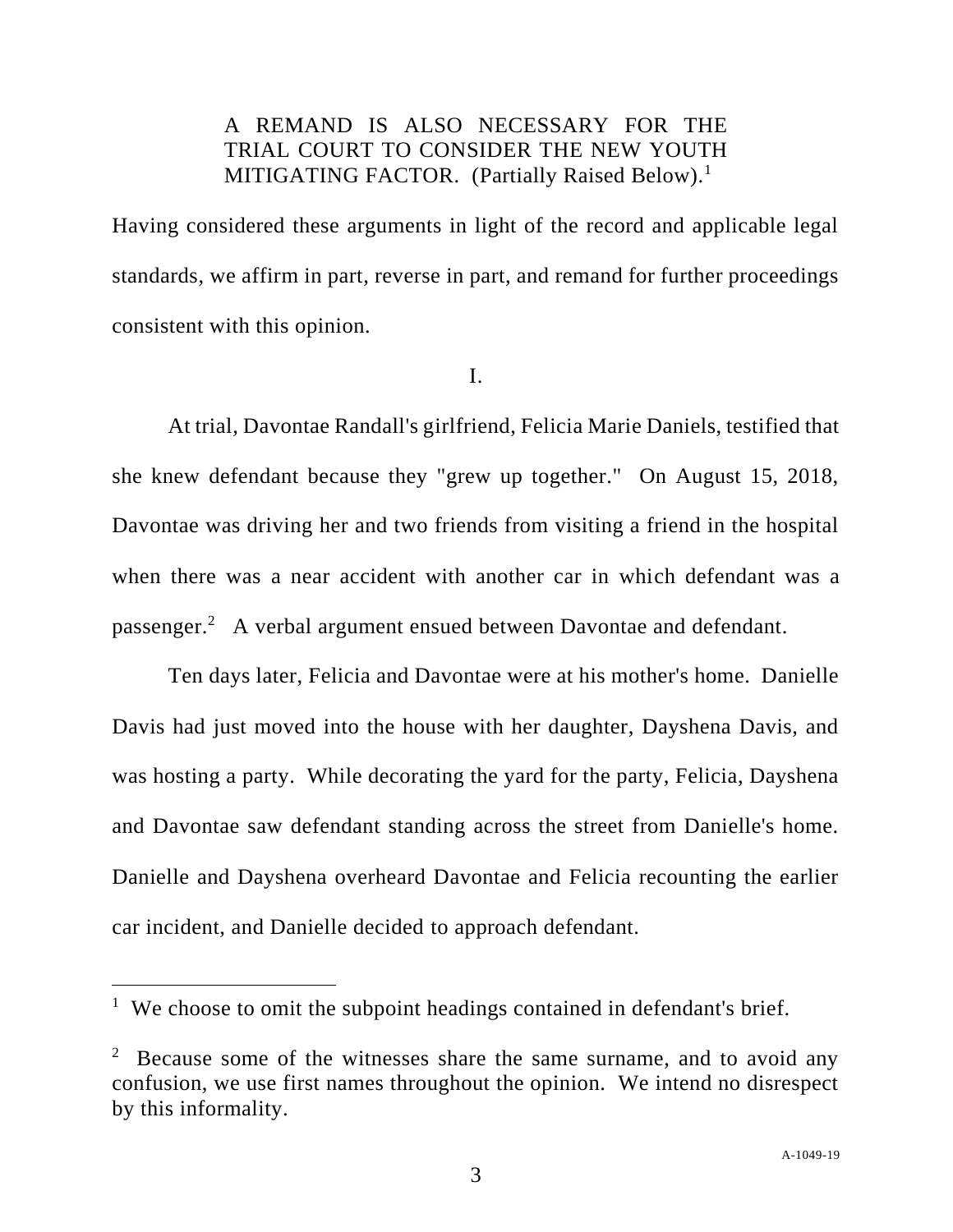A REMAND IS ALSO NECESSARY FOR THE TRIAL COURT TO CONSIDER THE NEW YOUTH MITIGATING FACTOR. (Partially Raised Below).[1]

Having considered these arguments in light of the record and applicable legal standards, we affirm in part, reverse in part, and remand for further proceedings consistent with this opinion.

I.

At trial, Davontae Randall's girlfriend, Felicia Marie Daniels, testified that she knew defendant because they "grew up together." On August 15, 2018, Davontae was driving her and two friends from visiting a friend in the hospital when there was a near accident with another car in which defendant was a passenger.[2] A verbal argument ensued between Davontae and defendant.

Ten days later, Felicia and Davontae were at his mother's home. Danielle Davis had just moved into the house with her daughter, Dayshena Davis, and was hosting a party. While decorating the yard for the party, Felicia, Dayshena and Davontae saw defendant standing across the street from Danielle's home. Danielle and Dayshena overheard Davontae and Felicia recounting the earlier car incident, and Danielle decided to approach defendant.

---

[1] We choose to omit the subpoint headings contained in defendant's brief.

[2] Because some of the witnesses share the same surname, and to avoid any confusion, we use first names throughout the opinion. We intend no disrespect by this informality.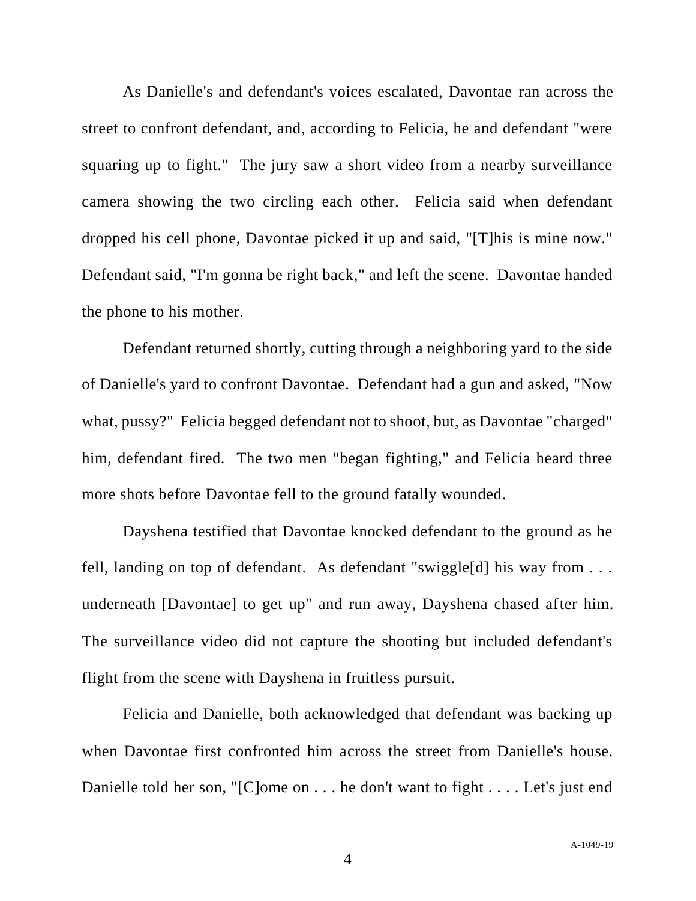As Danielle's and defendant's voices escalated, Davontae ran across the street to confront defendant, and, according to Felicia, he and defendant "were squaring up to fight." The jury saw a short video from a nearby surveillance camera showing the two circling each other. Felicia said when defendant dropped his cell phone, Davontae picked it up and said, "[T]his is mine now." Defendant said, "I'm gonna be right back," and left the scene. Davontae handed the phone to his mother.

Defendant returned shortly, cutting through a neighboring yard to the side of Danielle's yard to confront Davontae. Defendant had a gun and asked, "Now what, pussy?" Felicia begged defendant not to shoot, but, as Davontae "charged" him, defendant fired. The two men "began fighting," and Felicia heard three more shots before Davontae fell to the ground fatally wounded.

Dayshena testified that Davontae knocked defendant to the ground as he fell, landing on top of defendant. As defendant "swiggle[d] his way from . . . underneath [Davontae] to get up" and run away, Dayshena chased after him. The surveillance video did not capture the shooting but included defendant's flight from the scene with Dayshena in fruitless pursuit.

Felicia and Danielle, both acknowledged that defendant was backing up when Davontae first confronted him across the street from Danielle's house. Danielle told her son, "[C]ome on . . . he don't want to fight . . . . Let's just end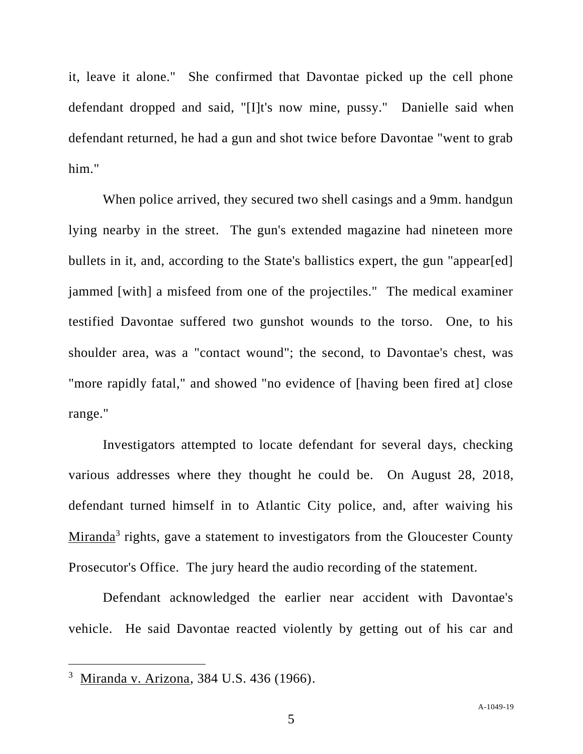it, leave it alone." She confirmed that Davontae picked up the cell phone defendant dropped and said, "[I]t's now mine, pussy." Danielle said when defendant returned, he had a gun and shot twice before Davontae "went to grab him."

When police arrived, they secured two shell casings and a 9mm. handgun lying nearby in the street. The gun's extended magazine had nineteen more bullets in it, and, according to the State's ballistics expert, the gun "appear[ed] jammed [with] a misfeed from one of the projectiles." The medical examiner testified Davontae suffered two gunshot wounds to the torso. One, to his shoulder area, was a "contact wound"; the second, to Davontae's chest, was "more rapidly fatal," and showed "no evidence of [having been fired at] close range."

Investigators attempted to locate defendant for several days, checking various addresses where they thought he could be. On August 28, 2018, defendant turned himself in to Atlantic City police, and, after waiving his Miranda[3] rights, gave a statement to investigators from the Gloucester County Prosecutor's Office. The jury heard the audio recording of the statement.

Defendant acknowledged the earlier near accident with Davontae's vehicle. He said Davontae reacted violently by getting out of his car and

[3] Miranda v. Arizona, 384 U.S. 436 (1966).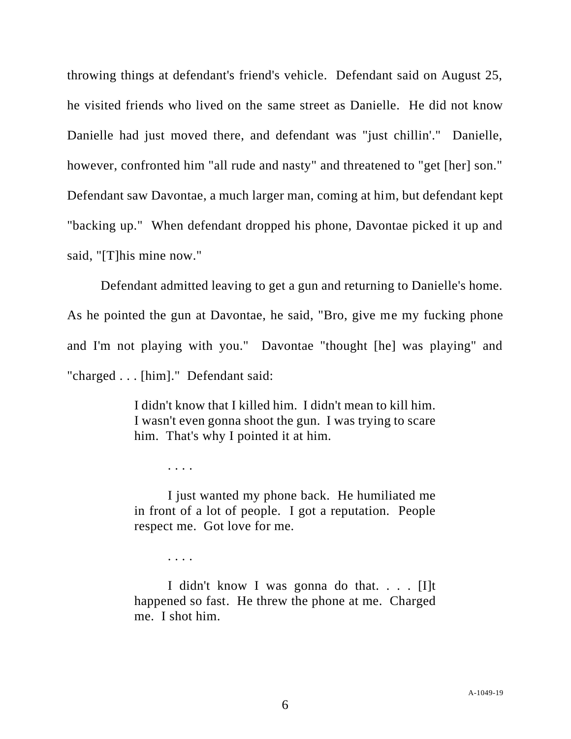throwing things at defendant's friend's vehicle. Defendant said on August 25, he visited friends who lived on the same street as Danielle. He did not know Danielle had just moved there, and defendant was "just chillin'." Danielle, however, confronted him "all rude and nasty" and threatened to "get [her] son." Defendant saw Davontae, a much larger man, coming at him, but defendant kept "backing up." When defendant dropped his phone, Davontae picked it up and said, "[T]his mine now."

Defendant admitted leaving to get a gun and returning to Danielle's home. As he pointed the gun at Davontae, he said, "Bro, give me my fucking phone and I'm not playing with you." Davontae "thought [he] was playing" and "charged . . . [him]." Defendant said:

> I didn't know that I killed him. I didn't mean to kill him. I wasn't even gonna shoot the gun. I was trying to scare him. That's why I pointed it at him.
>
> . . . .
>
> I just wanted my phone back. He humiliated me in front of a lot of people. I got a reputation. People respect me. Got love for me.
>
> . . . .
>
> I didn't know I was gonna do that. . . . [I]t happened so fast. He threw the phone at me. Charged me. I shot him.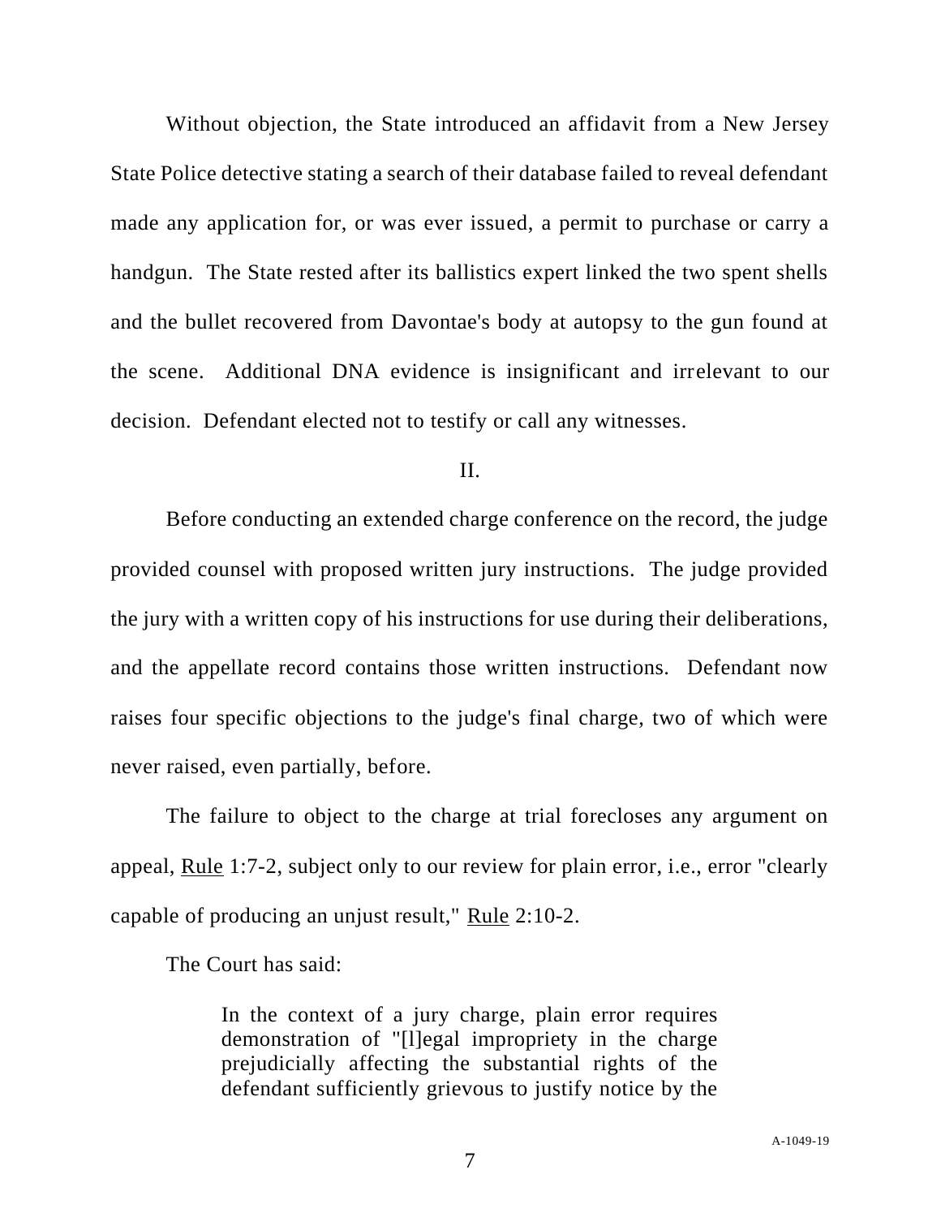Without objection, the State introduced an affidavit from a New Jersey State Police detective stating a search of their database failed to reveal defendant made any application for, or was ever issued, a permit to purchase or carry a handgun. The State rested after its ballistics expert linked the two spent shells and the bullet recovered from Davontae's body at autopsy to the gun found at the scene. Additional DNA evidence is insignificant and irrelevant to our decision. Defendant elected not to testify or call any witnesses.

II.

Before conducting an extended charge conference on the record, the judge provided counsel with proposed written jury instructions. The judge provided the jury with a written copy of his instructions for use during their deliberations, and the appellate record contains those written instructions. Defendant now raises four specific objections to the judge's final charge, two of which were never raised, even partially, before.

The failure to object to the charge at trial forecloses any argument on appeal, Rule 1:7-2, subject only to our review for plain error, i.e., error "clearly capable of producing an unjust result," Rule 2:10-2.

The Court has said:

> In the context of a jury charge, plain error requires demonstration of "[l]egal impropriety in the charge prejudicially affecting the substantial rights of the defendant sufficiently grievous to justify notice by the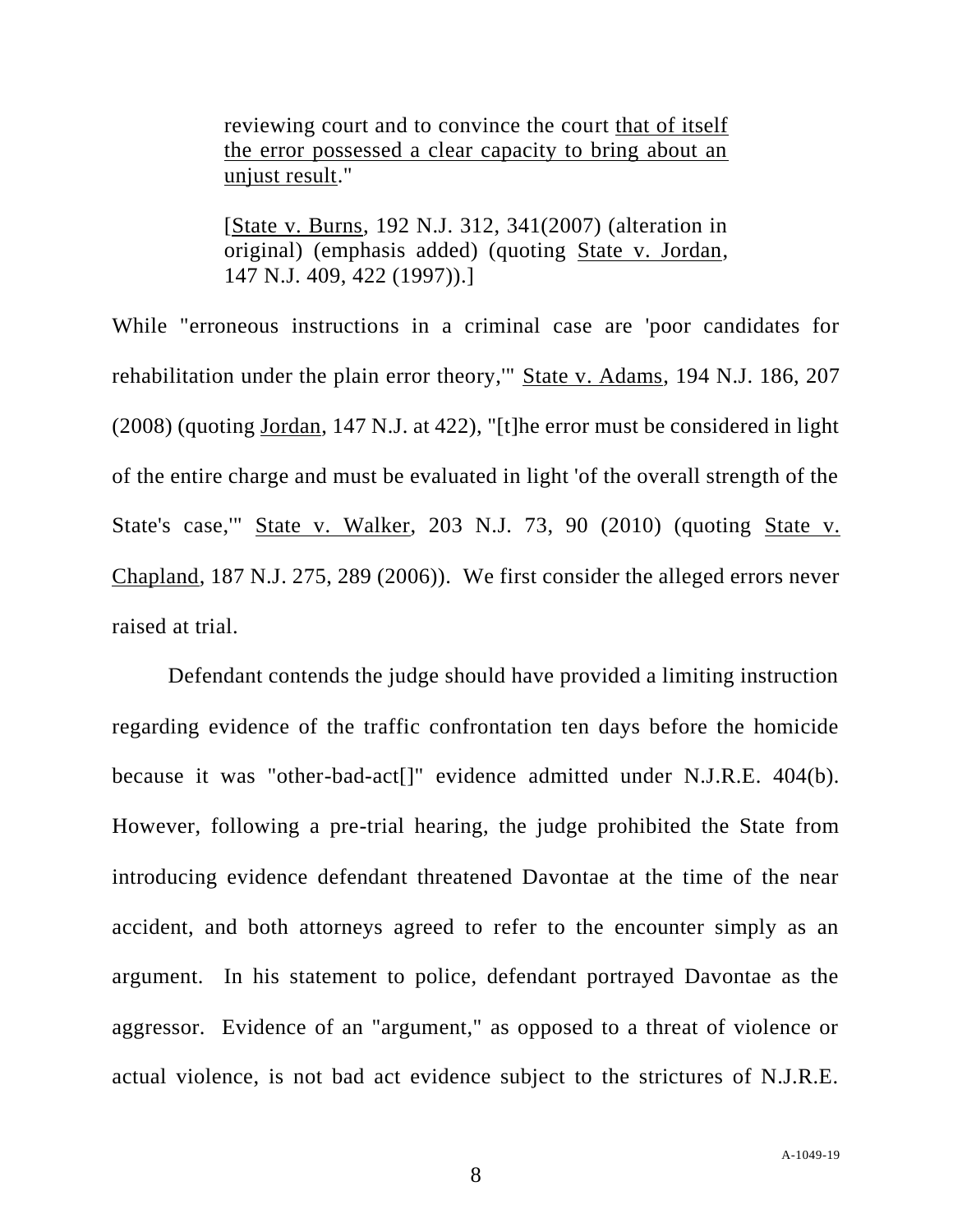> reviewing court and to convince the court <u>that of itself the error possessed a clear capacity to bring about an unjust result</u>."
>
> [<u>State v. Burns</u>, 192 N.J. 312, 341(2007) (alteration in original) (emphasis added) (quoting <u>State v. Jordan</u>, 147 N.J. 409, 422 (1997)).]

While "erroneous instructions in a criminal case are 'poor candidates for rehabilitation under the plain error theory,'" <u>State v. Adams</u>, 194 N.J. 186, 207 (2008) (quoting <u>Jordan</u>, 147 N.J. at 422), "[t]he error must be considered in light of the entire charge and must be evaluated in light 'of the overall strength of the State's case,'" <u>State v. Walker</u>, 203 N.J. 73, 90 (2010) (quoting <u>State v. Chapland</u>, 187 N.J. 275, 289 (2006)). We first consider the alleged errors never raised at trial.

Defendant contends the judge should have provided a limiting instruction regarding evidence of the traffic confrontation ten days before the homicide because it was "other-bad-act[]" evidence admitted under N.J.R.E. 404(b). However, following a pre-trial hearing, the judge prohibited the State from introducing evidence defendant threatened Davontae at the time of the near accident, and both attorneys agreed to refer to the encounter simply as an argument. In his statement to police, defendant portrayed Davontae as the aggressor. Evidence of an "argument," as opposed to a threat of violence or actual violence, is not bad act evidence subject to the strictures of N.J.R.E.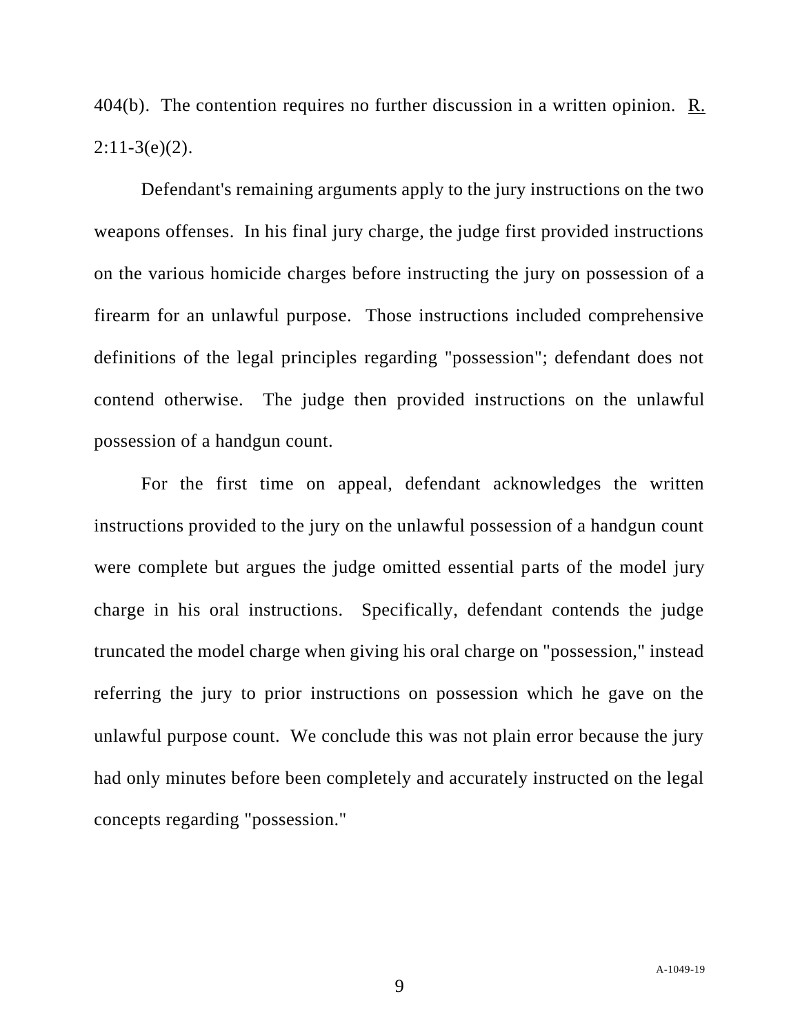404(b). The contention requires no further discussion in a written opinion. R. 2:11-3(e)(2).

Defendant's remaining arguments apply to the jury instructions on the two weapons offenses. In his final jury charge, the judge first provided instructions on the various homicide charges before instructing the jury on possession of a firearm for an unlawful purpose. Those instructions included comprehensive definitions of the legal principles regarding "possession"; defendant does not contend otherwise. The judge then provided instructions on the unlawful possession of a handgun count.

For the first time on appeal, defendant acknowledges the written instructions provided to the jury on the unlawful possession of a handgun count were complete but argues the judge omitted essential parts of the model jury charge in his oral instructions. Specifically, defendant contends the judge truncated the model charge when giving his oral charge on "possession," instead referring the jury to prior instructions on possession which he gave on the unlawful purpose count. We conclude this was not plain error because the jury had only minutes before been completely and accurately instructed on the legal concepts regarding "possession."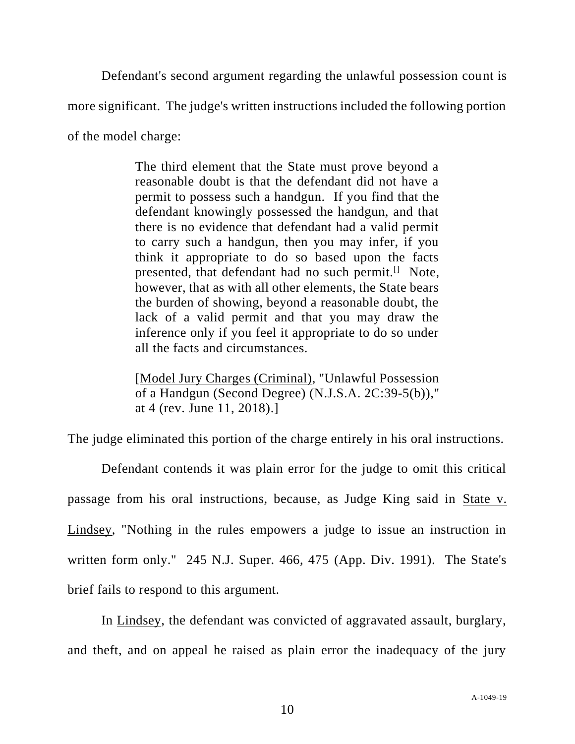Defendant's second argument regarding the unlawful possession count is more significant. The judge's written instructions included the following portion of the model charge:

> The third element that the State must prove beyond a reasonable doubt is that the defendant did not have a permit to possess such a handgun. If you find that the defendant knowingly possessed the handgun, and that there is no evidence that defendant had a valid permit to carry such a handgun, then you may infer, if you think it appropriate to do so based upon the facts presented, that defendant had no such permit.[] Note, however, that as with all other elements, the State bears the burden of showing, beyond a reasonable doubt, the lack of a valid permit and that you may draw the inference only if you feel it appropriate to do so under all the facts and circumstances.
>
> [Model Jury Charges (Criminal), "Unlawful Possession of a Handgun (Second Degree) (N.J.S.A. 2C:39-5(b))," at 4 (rev. June 11, 2018).]

The judge eliminated this portion of the charge entirely in his oral instructions.

Defendant contends it was plain error for the judge to omit this critical passage from his oral instructions, because, as Judge King said in State v. Lindsey, "Nothing in the rules empowers a judge to issue an instruction in written form only." 245 N.J. Super. 466, 475 (App. Div. 1991). The State's brief fails to respond to this argument.

In Lindsey, the defendant was convicted of aggravated assault, burglary, and theft, and on appeal he raised as plain error the inadequacy of the jury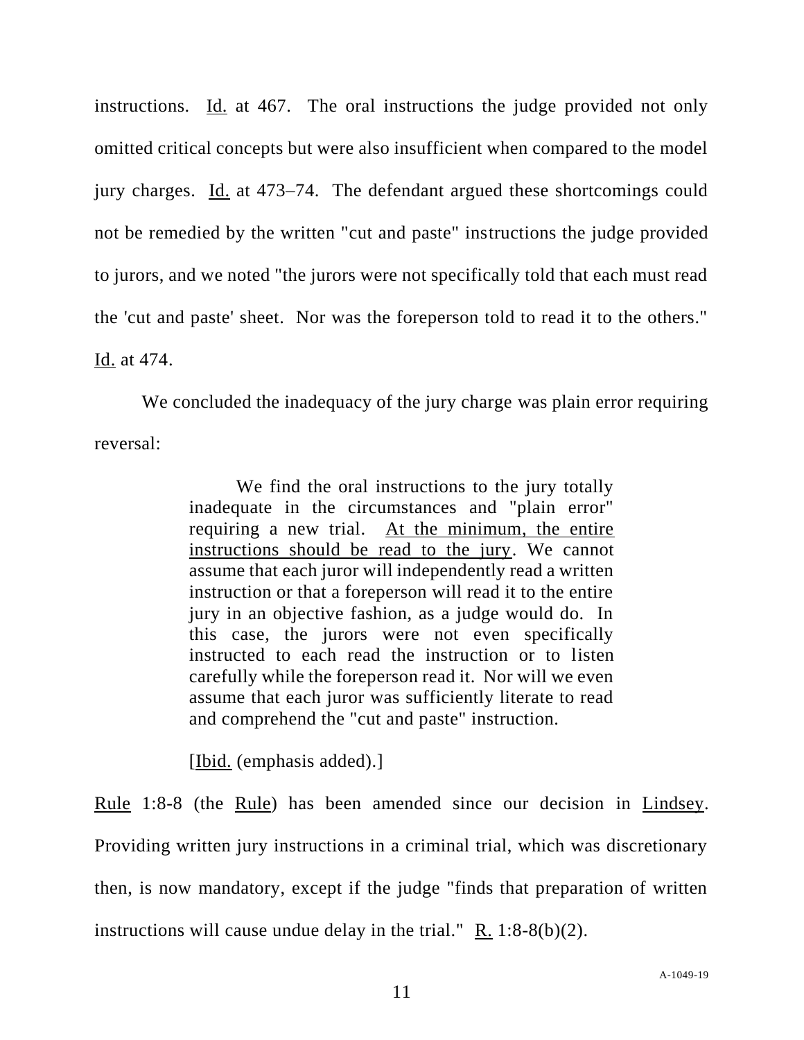instructions. Id. at 467. The oral instructions the judge provided not only omitted critical concepts but were also insufficient when compared to the model jury charges. Id. at 473–74. The defendant argued these shortcomings could not be remedied by the written "cut and paste" instructions the judge provided to jurors, and we noted "the jurors were not specifically told that each must read the 'cut and paste' sheet. Nor was the foreperson told to read it to the others." Id. at 474.

We concluded the inadequacy of the jury charge was plain error requiring reversal:

> We find the oral instructions to the jury totally inadequate in the circumstances and "plain error" requiring a new trial. At the minimum, the entire instructions should be read to the jury. We cannot assume that each juror will independently read a written instruction or that a foreperson will read it to the entire jury in an objective fashion, as a judge would do. In this case, the jurors were not even specifically instructed to each read the instruction or to listen carefully while the foreperson read it. Nor will we even assume that each juror was sufficiently literate to read and comprehend the "cut and paste" instruction.
>
> [Ibid. (emphasis added).]

Rule 1:8-8 (the Rule) has been amended since our decision in Lindsey. Providing written jury instructions in a criminal trial, which was discretionary then, is now mandatory, except if the judge "finds that preparation of written instructions will cause undue delay in the trial." R. 1:8-8(b)(2).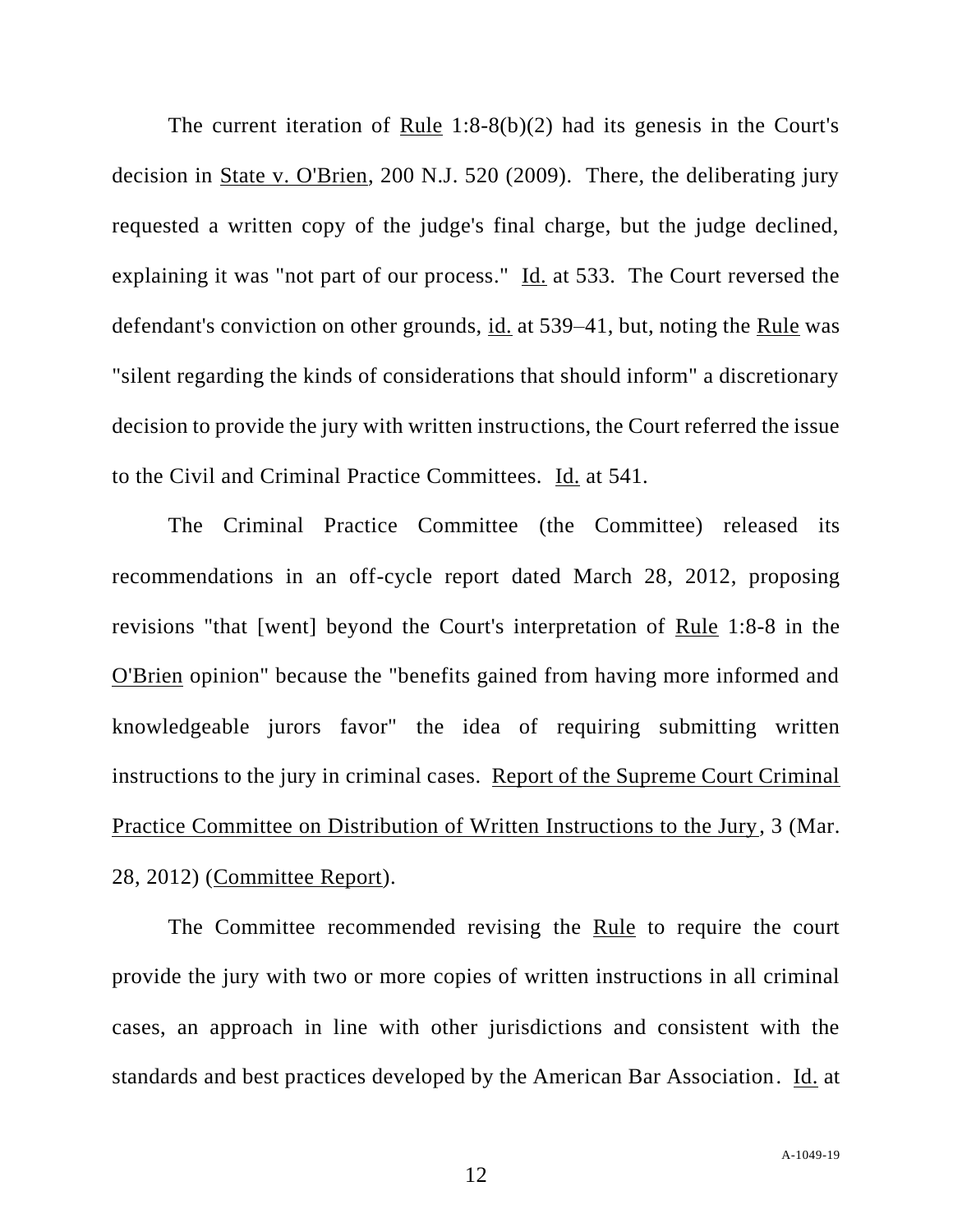The current iteration of Rule 1:8-8(b)(2) had its genesis in the Court's decision in State v. O'Brien, 200 N.J. 520 (2009). There, the deliberating jury requested a written copy of the judge's final charge, but the judge declined, explaining it was "not part of our process." Id. at 533. The Court reversed the defendant's conviction on other grounds, id. at 539–41, but, noting the Rule was "silent regarding the kinds of considerations that should inform" a discretionary decision to provide the jury with written instructions, the Court referred the issue to the Civil and Criminal Practice Committees. Id. at 541.

The Criminal Practice Committee (the Committee) released its recommendations in an off-cycle report dated March 28, 2012, proposing revisions "that [went] beyond the Court's interpretation of Rule 1:8-8 in the O'Brien opinion" because the "benefits gained from having more informed and knowledgeable jurors favor" the idea of requiring submitting written instructions to the jury in criminal cases. Report of the Supreme Court Criminal Practice Committee on Distribution of Written Instructions to the Jury, 3 (Mar. 28, 2012) (Committee Report).

The Committee recommended revising the Rule to require the court provide the jury with two or more copies of written instructions in all criminal cases, an approach in line with other jurisdictions and consistent with the standards and best practices developed by the American Bar Association. Id. at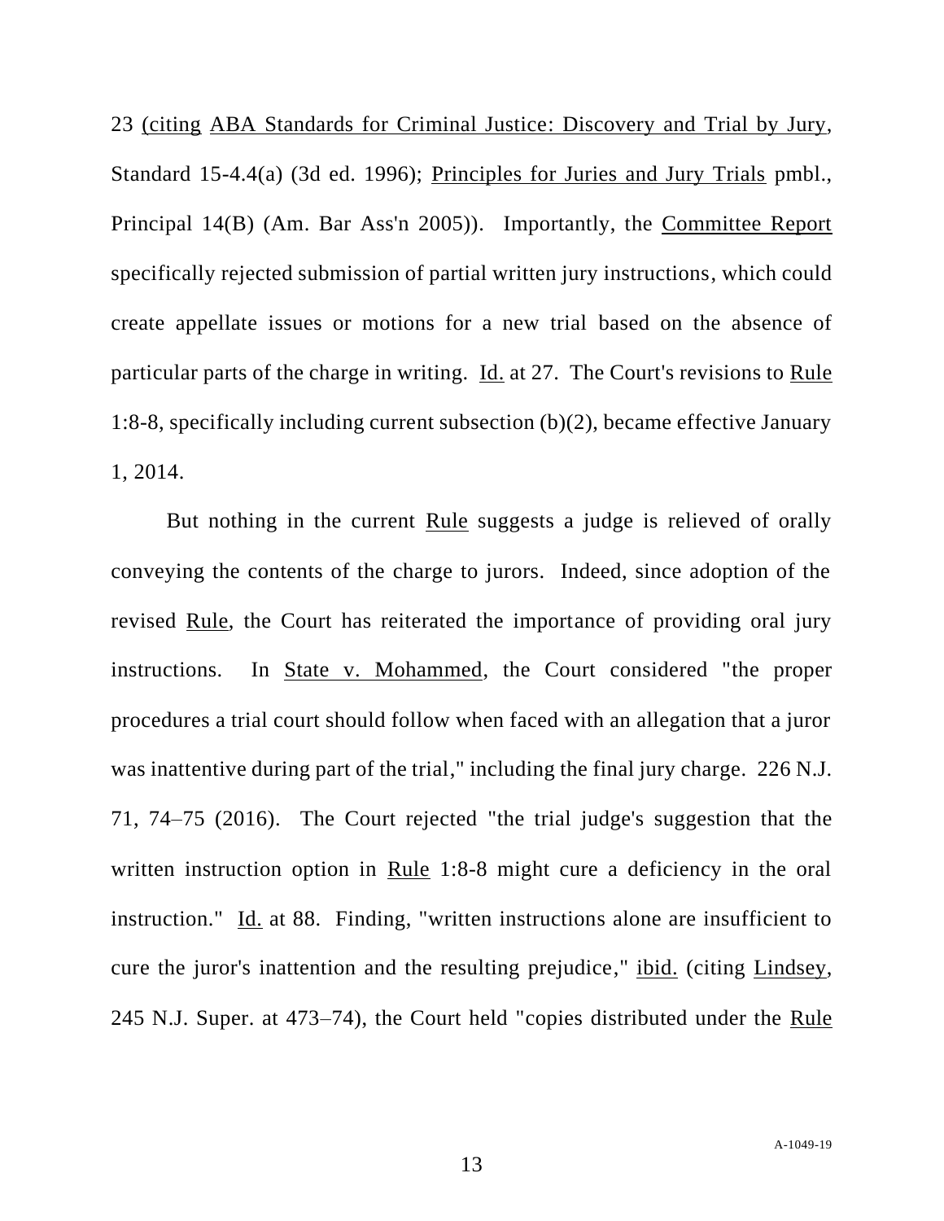23 (citing ABA Standards for Criminal Justice: Discovery and Trial by Jury, Standard 15-4.4(a) (3d ed. 1996); Principles for Juries and Jury Trials pmbl., Principal 14(B) (Am. Bar Ass'n 2005)). Importantly, the Committee Report specifically rejected submission of partial written jury instructions, which could create appellate issues or motions for a new trial based on the absence of particular parts of the charge in writing. Id. at 27. The Court's revisions to Rule 1:8-8, specifically including current subsection (b)(2), became effective January 1, 2014.

But nothing in the current Rule suggests a judge is relieved of orally conveying the contents of the charge to jurors. Indeed, since adoption of the revised Rule, the Court has reiterated the importance of providing oral jury instructions. In State v. Mohammed, the Court considered "the proper procedures a trial court should follow when faced with an allegation that a juror was inattentive during part of the trial," including the final jury charge. 226 N.J. 71, 74–75 (2016). The Court rejected "the trial judge's suggestion that the written instruction option in Rule 1:8-8 might cure a deficiency in the oral instruction." Id. at 88. Finding, "written instructions alone are insufficient to cure the juror's inattention and the resulting prejudice," ibid. (citing Lindsey, 245 N.J. Super. at 473–74), the Court held "copies distributed under the Rule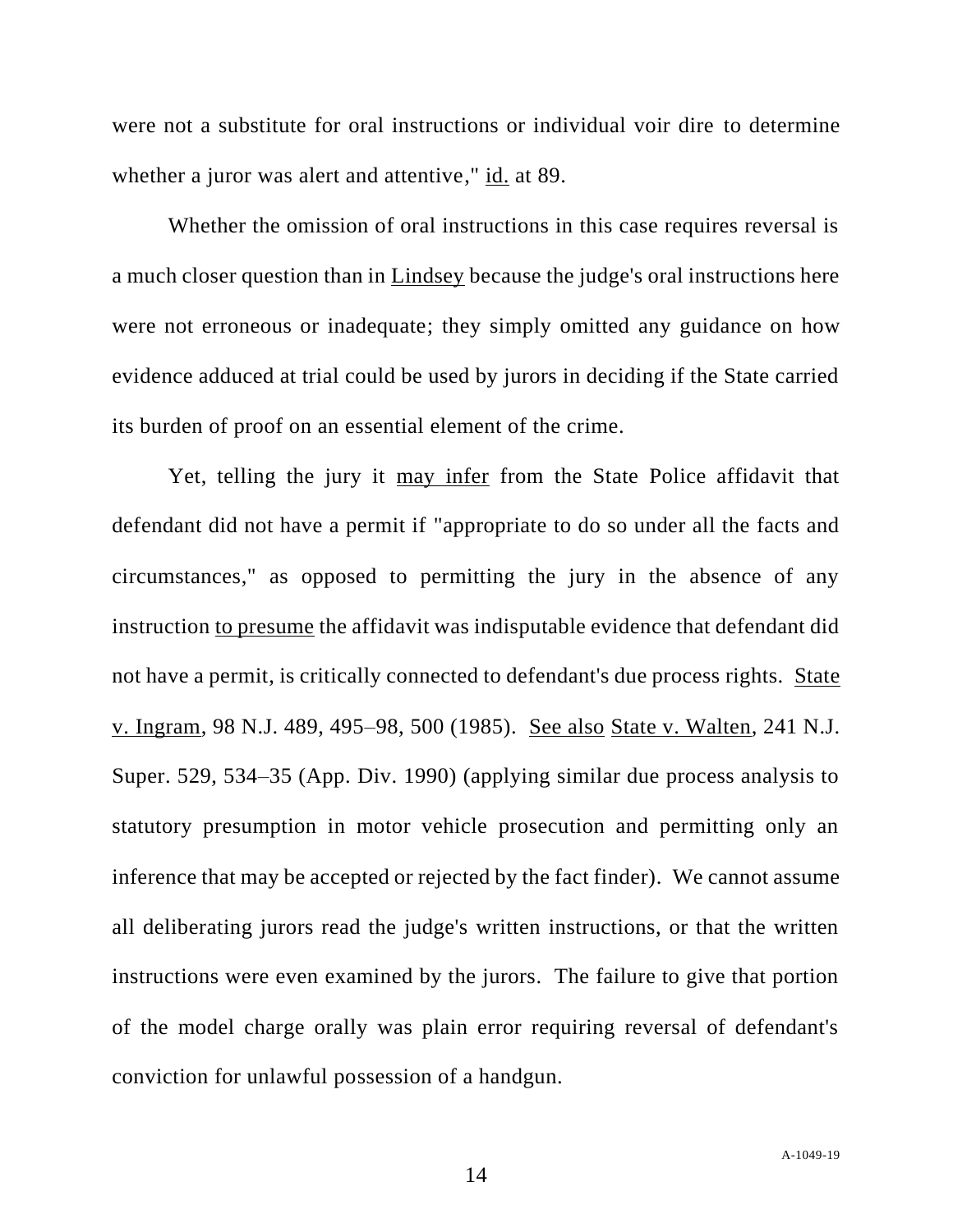were not a substitute for oral instructions or individual voir dire to determine whether a juror was alert and attentive," id. at 89.

Whether the omission of oral instructions in this case requires reversal is a much closer question than in Lindsey because the judge's oral instructions here were not erroneous or inadequate; they simply omitted any guidance on how evidence adduced at trial could be used by jurors in deciding if the State carried its burden of proof on an essential element of the crime.

Yet, telling the jury it may infer from the State Police affidavit that defendant did not have a permit if "appropriate to do so under all the facts and circumstances," as opposed to permitting the jury in the absence of any instruction to presume the affidavit was indisputable evidence that defendant did not have a permit, is critically connected to defendant's due process rights. State v. Ingram, 98 N.J. 489, 495–98, 500 (1985). See also State v. Walten, 241 N.J. Super. 529, 534–35 (App. Div. 1990) (applying similar due process analysis to statutory presumption in motor vehicle prosecution and permitting only an inference that may be accepted or rejected by the fact finder). We cannot assume all deliberating jurors read the judge's written instructions, or that the written instructions were even examined by the jurors. The failure to give that portion of the model charge orally was plain error requiring reversal of defendant's conviction for unlawful possession of a handgun.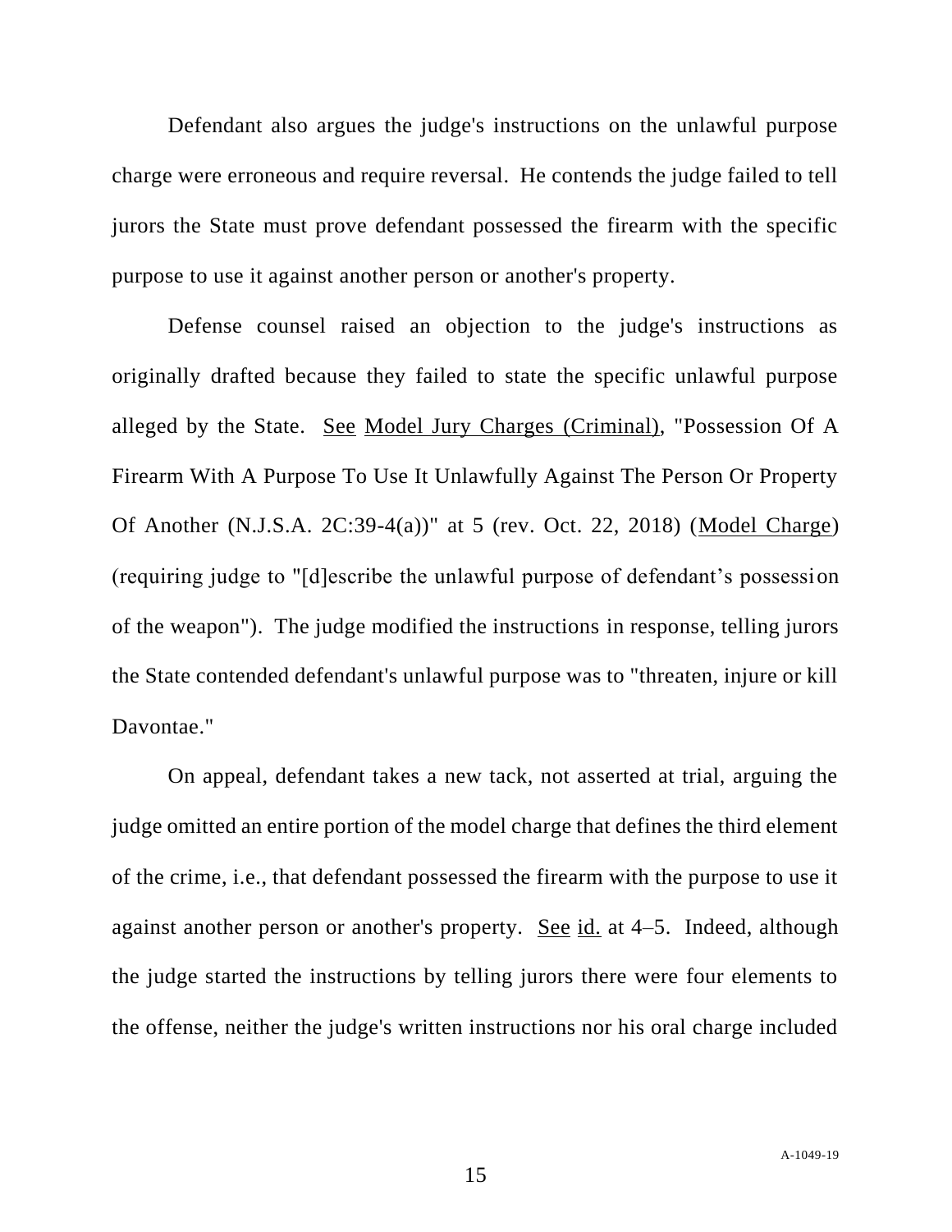Defendant also argues the judge's instructions on the unlawful purpose charge were erroneous and require reversal. He contends the judge failed to tell jurors the State must prove defendant possessed the firearm with the specific purpose to use it against another person or another's property.

Defense counsel raised an objection to the judge's instructions as originally drafted because they failed to state the specific unlawful purpose alleged by the State. See Model Jury Charges (Criminal), "Possession Of A Firearm With A Purpose To Use It Unlawfully Against The Person Or Property Of Another (N.J.S.A. 2C:39-4(a))" at 5 (rev. Oct. 22, 2018) (Model Charge) (requiring judge to "[d]escribe the unlawful purpose of defendant's possession of the weapon"). The judge modified the instructions in response, telling jurors the State contended defendant's unlawful purpose was to "threaten, injure or kill Davontae."

On appeal, defendant takes a new tack, not asserted at trial, arguing the judge omitted an entire portion of the model charge that defines the third element of the crime, i.e., that defendant possessed the firearm with the purpose to use it against another person or another's property. See id. at 4–5. Indeed, although the judge started the instructions by telling jurors there were four elements to the offense, neither the judge's written instructions nor his oral charge included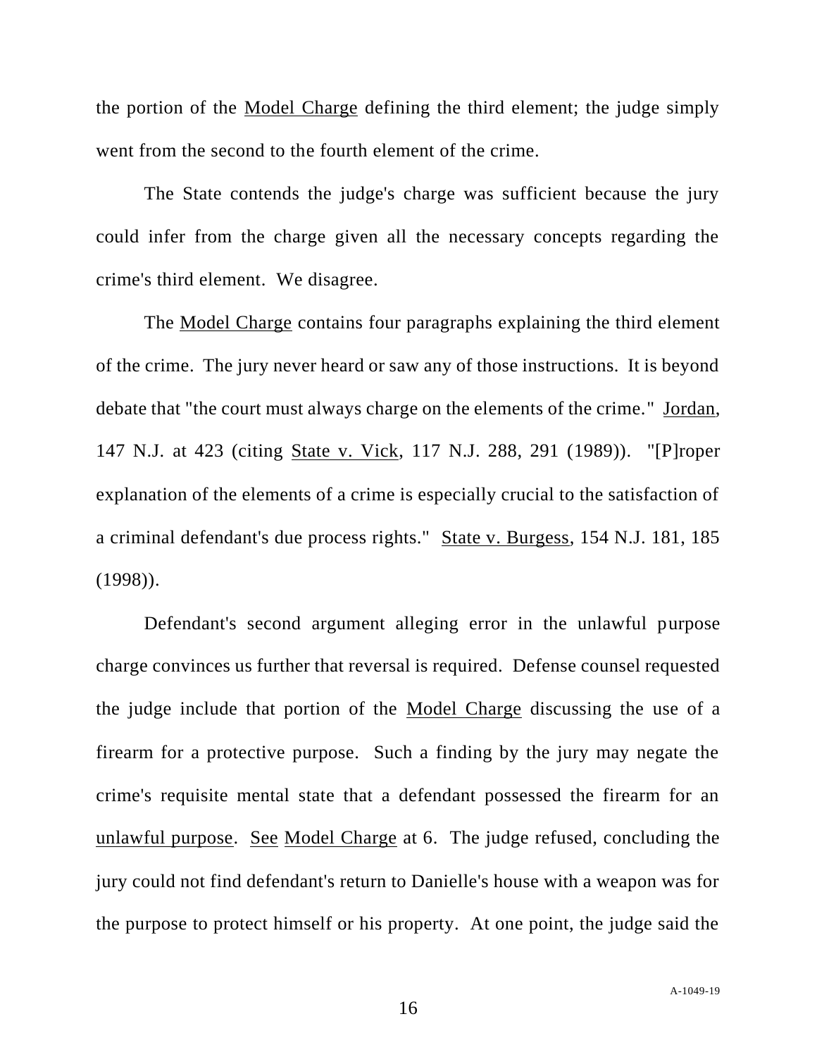the portion of the Model Charge defining the third element; the judge simply went from the second to the fourth element of the crime.

The State contends the judge's charge was sufficient because the jury could infer from the charge given all the necessary concepts regarding the crime's third element. We disagree.

The Model Charge contains four paragraphs explaining the third element of the crime. The jury never heard or saw any of those instructions. It is beyond debate that "the court must always charge on the elements of the crime." Jordan, 147 N.J. at 423 (citing State v. Vick, 117 N.J. 288, 291 (1989)). "[P]roper explanation of the elements of a crime is especially crucial to the satisfaction of a criminal defendant's due process rights." State v. Burgess, 154 N.J. 181, 185 (1998)).

Defendant's second argument alleging error in the unlawful purpose charge convinces us further that reversal is required. Defense counsel requested the judge include that portion of the Model Charge discussing the use of a firearm for a protective purpose. Such a finding by the jury may negate the crime's requisite mental state that a defendant possessed the firearm for an unlawful purpose. See Model Charge at 6. The judge refused, concluding the jury could not find defendant's return to Danielle's house with a weapon was for the purpose to protect himself or his property. At one point, the judge said the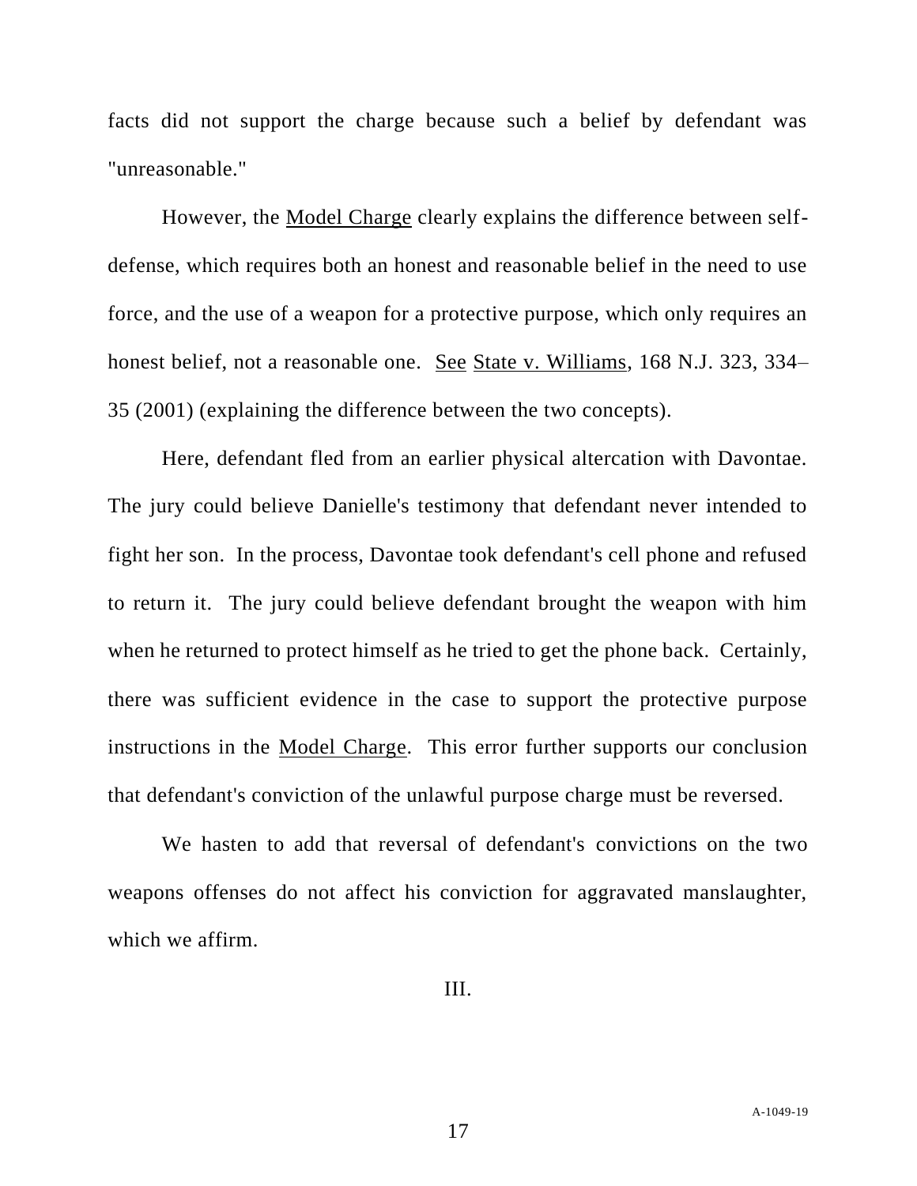facts did not support the charge because such a belief by defendant was "unreasonable."

However, the Model Charge clearly explains the difference between self-defense, which requires both an honest and reasonable belief in the need to use force, and the use of a weapon for a protective purpose, which only requires an honest belief, not a reasonable one. See State v. Williams, 168 N.J. 323, 334–35 (2001) (explaining the difference between the two concepts).

Here, defendant fled from an earlier physical altercation with Davontae. The jury could believe Danielle's testimony that defendant never intended to fight her son. In the process, Davontae took defendant's cell phone and refused to return it. The jury could believe defendant brought the weapon with him when he returned to protect himself as he tried to get the phone back. Certainly, there was sufficient evidence in the case to support the protective purpose instructions in the Model Charge. This error further supports our conclusion that defendant's conviction of the unlawful purpose charge must be reversed.

We hasten to add that reversal of defendant's convictions on the two weapons offenses do not affect his conviction for aggravated manslaughter, which we affirm.

## III.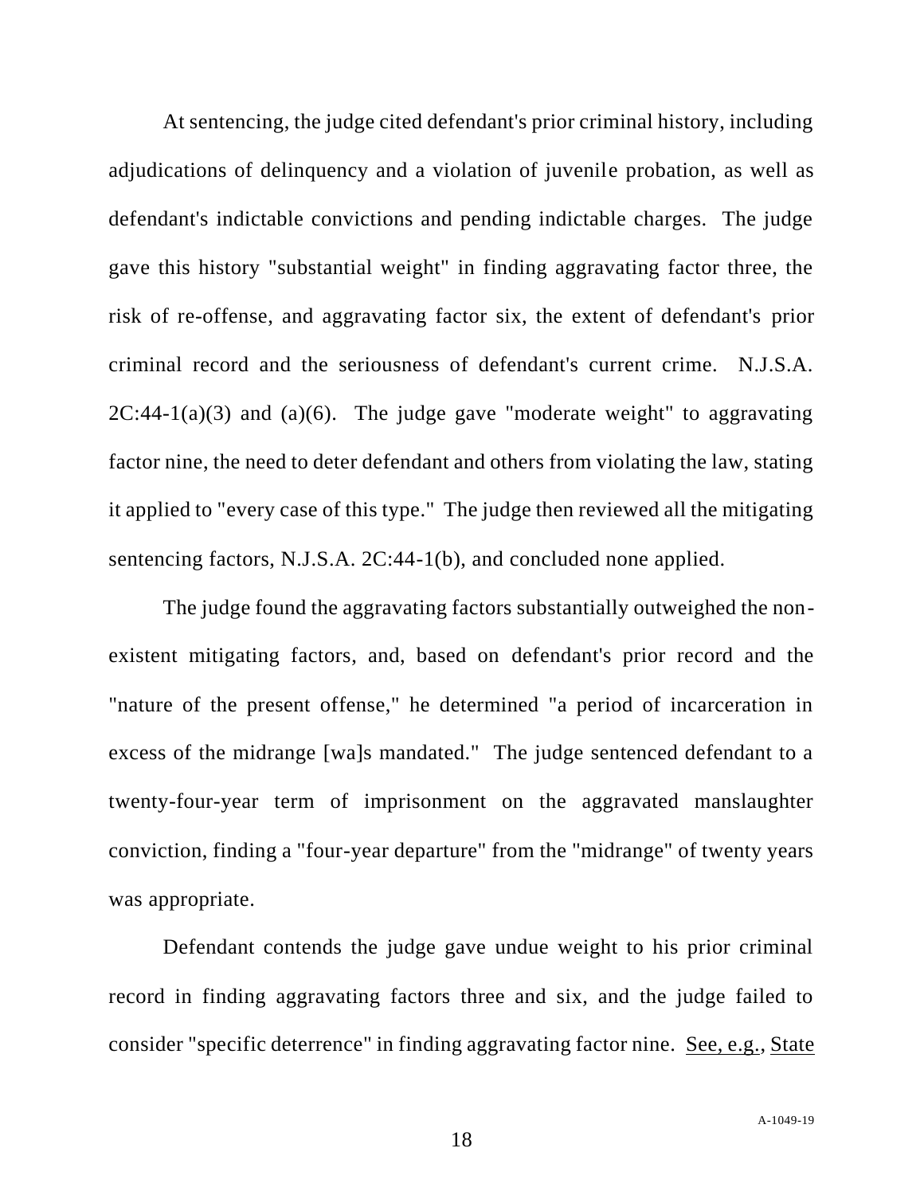At sentencing, the judge cited defendant's prior criminal history, including adjudications of delinquency and a violation of juvenile probation, as well as defendant's indictable convictions and pending indictable charges. The judge gave this history "substantial weight" in finding aggravating factor three, the risk of re-offense, and aggravating factor six, the extent of defendant's prior criminal record and the seriousness of defendant's current crime. N.J.S.A. 2C:44-1(a)(3) and (a)(6). The judge gave "moderate weight" to aggravating factor nine, the need to deter defendant and others from violating the law, stating it applied to "every case of this type." The judge then reviewed all the mitigating sentencing factors, N.J.S.A. 2C:44-1(b), and concluded none applied.

The judge found the aggravating factors substantially outweighed the non-existent mitigating factors, and, based on defendant's prior record and the "nature of the present offense," he determined "a period of incarceration in excess of the midrange [wa]s mandated." The judge sentenced defendant to a twenty-four-year term of imprisonment on the aggravated manslaughter conviction, finding a "four-year departure" from the "midrange" of twenty years was appropriate.

Defendant contends the judge gave undue weight to his prior criminal record in finding aggravating factors three and six, and the judge failed to consider "specific deterrence" in finding aggravating factor nine. See, e.g., State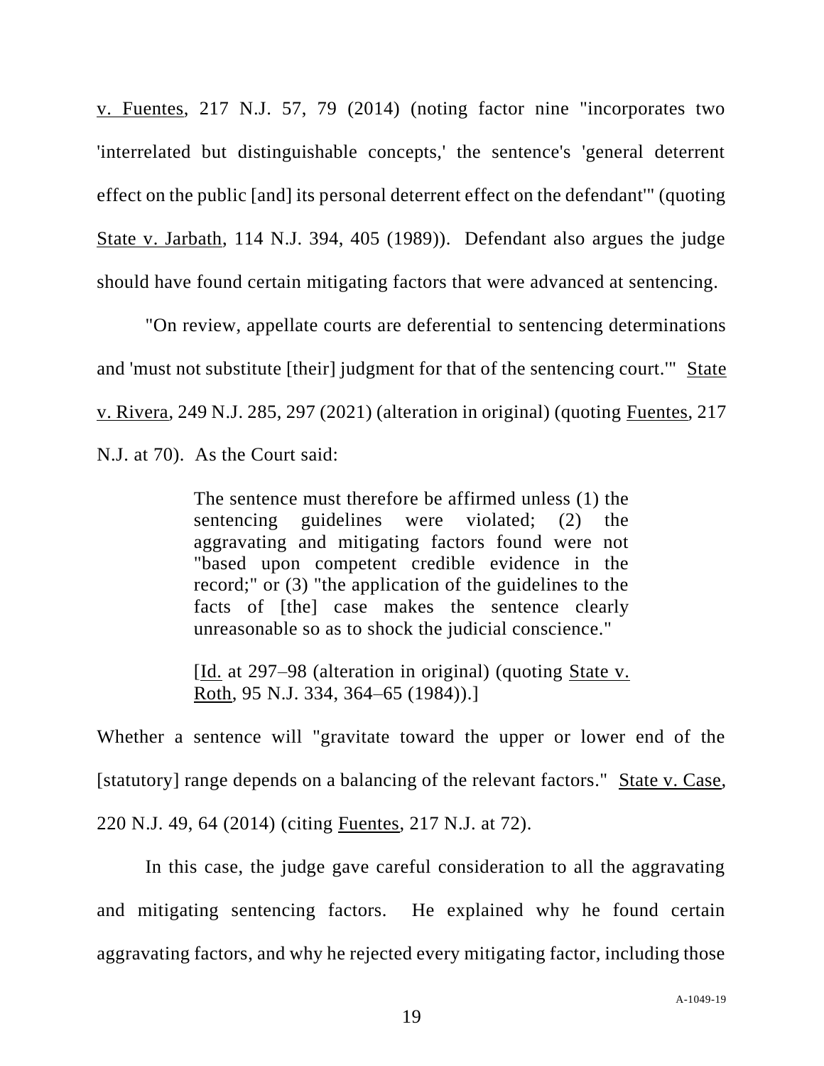v. Fuentes, 217 N.J. 57, 79 (2014) (noting factor nine "incorporates two 'interrelated but distinguishable concepts,' the sentence's 'general deterrent effect on the public [and] its personal deterrent effect on the defendant'" (quoting State v. Jarbath, 114 N.J. 394, 405 (1989)). Defendant also argues the judge should have found certain mitigating factors that were advanced at sentencing.

"On review, appellate courts are deferential to sentencing determinations and 'must not substitute [their] judgment for that of the sentencing court.'" State v. Rivera, 249 N.J. 285, 297 (2021) (alteration in original) (quoting Fuentes, 217 N.J. at 70). As the Court said:

> The sentence must therefore be affirmed unless (1) the sentencing guidelines were violated; (2) the aggravating and mitigating factors found were not "based upon competent credible evidence in the record;" or (3) "the application of the guidelines to the facts of [the] case makes the sentence clearly unreasonable so as to shock the judicial conscience."
>
> [Id. at 297–98 (alteration in original) (quoting State v. Roth, 95 N.J. 334, 364–65 (1984)).]

Whether a sentence will "gravitate toward the upper or lower end of the [statutory] range depends on a balancing of the relevant factors." State v. Case, 220 N.J. 49, 64 (2014) (citing Fuentes, 217 N.J. at 72).

In this case, the judge gave careful consideration to all the aggravating and mitigating sentencing factors. He explained why he found certain aggravating factors, and why he rejected every mitigating factor, including those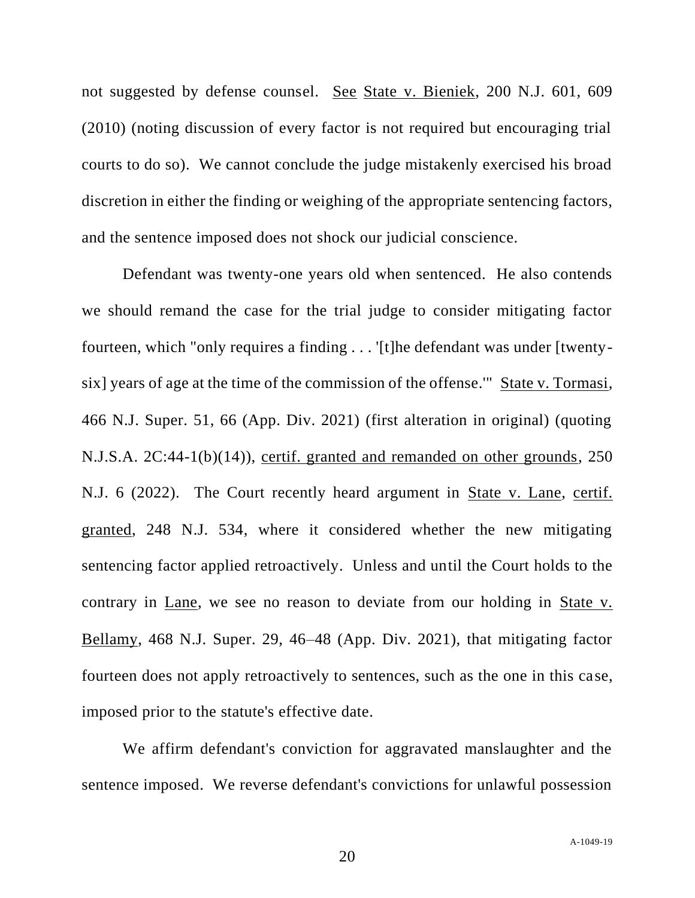not suggested by defense counsel. See State v. Bieniek, 200 N.J. 601, 609 (2010) (noting discussion of every factor is not required but encouraging trial courts to do so). We cannot conclude the judge mistakenly exercised his broad discretion in either the finding or weighing of the appropriate sentencing factors, and the sentence imposed does not shock our judicial conscience.

Defendant was twenty-one years old when sentenced. He also contends we should remand the case for the trial judge to consider mitigating factor fourteen, which "only requires a finding . . . '[t]he defendant was under [twenty-six] years of age at the time of the commission of the offense.'" State v. Tormasi, 466 N.J. Super. 51, 66 (App. Div. 2021) (first alteration in original) (quoting N.J.S.A. 2C:44-1(b)(14)), certif. granted and remanded on other grounds, 250 N.J. 6 (2022). The Court recently heard argument in State v. Lane, certif. granted, 248 N.J. 534, where it considered whether the new mitigating sentencing factor applied retroactively. Unless and until the Court holds to the contrary in Lane, we see no reason to deviate from our holding in State v. Bellamy, 468 N.J. Super. 29, 46–48 (App. Div. 2021), that mitigating factor fourteen does not apply retroactively to sentences, such as the one in this case, imposed prior to the statute's effective date.

We affirm defendant's conviction for aggravated manslaughter and the sentence imposed. We reverse defendant's convictions for unlawful possession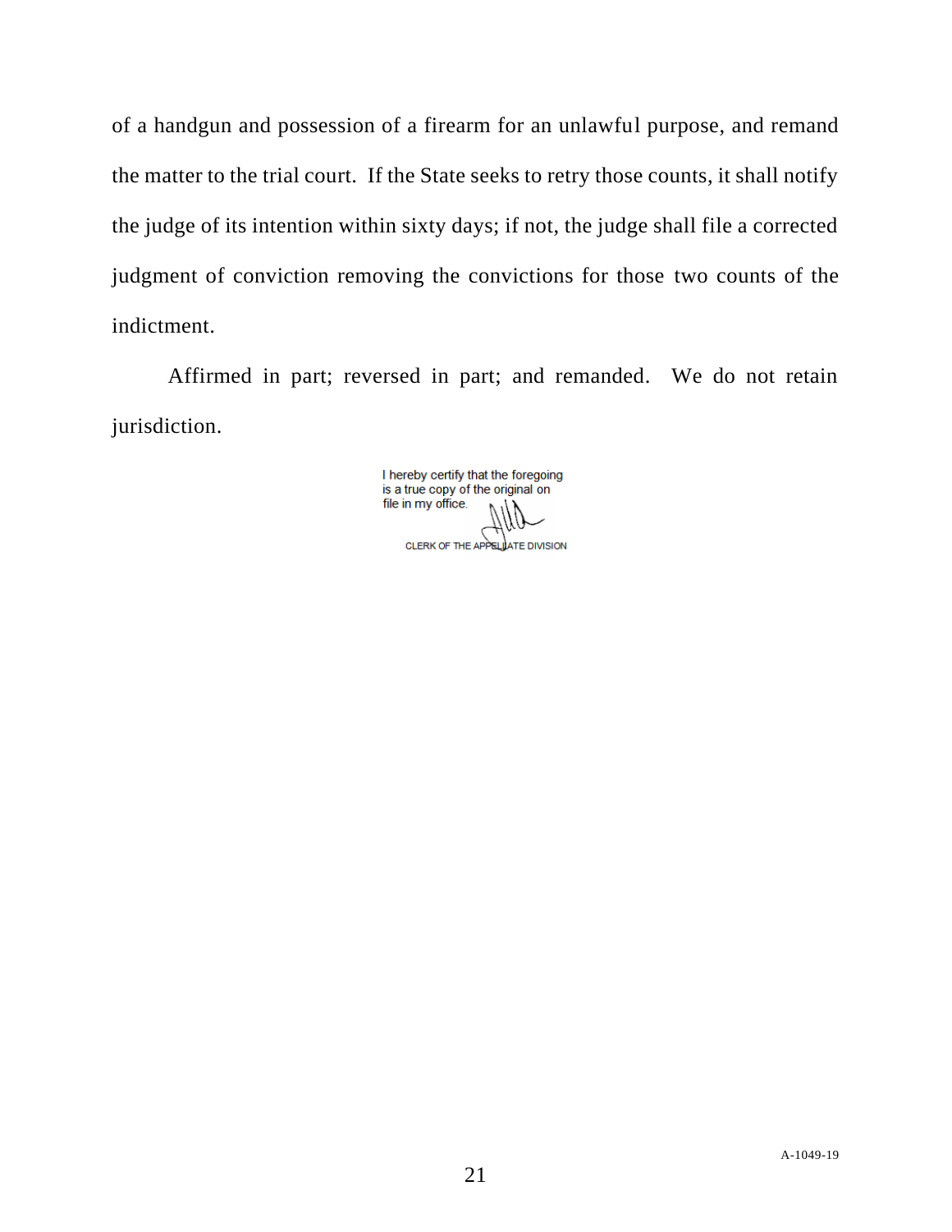of a handgun and possession of a firearm for an unlawful purpose, and remand the matter to the trial court. If the State seeks to retry those counts, it shall notify the judge of its intention within sixty days; if not, the judge shall file a corrected judgment of conviction removing the convictions for those two counts of the indictment.

Affirmed in part; reversed in part; and remanded. We do not retain jurisdiction.

I hereby certify that the foregoing is a true copy of the original on file in my office.

CLERK OF THE APPELLATE DIVISION